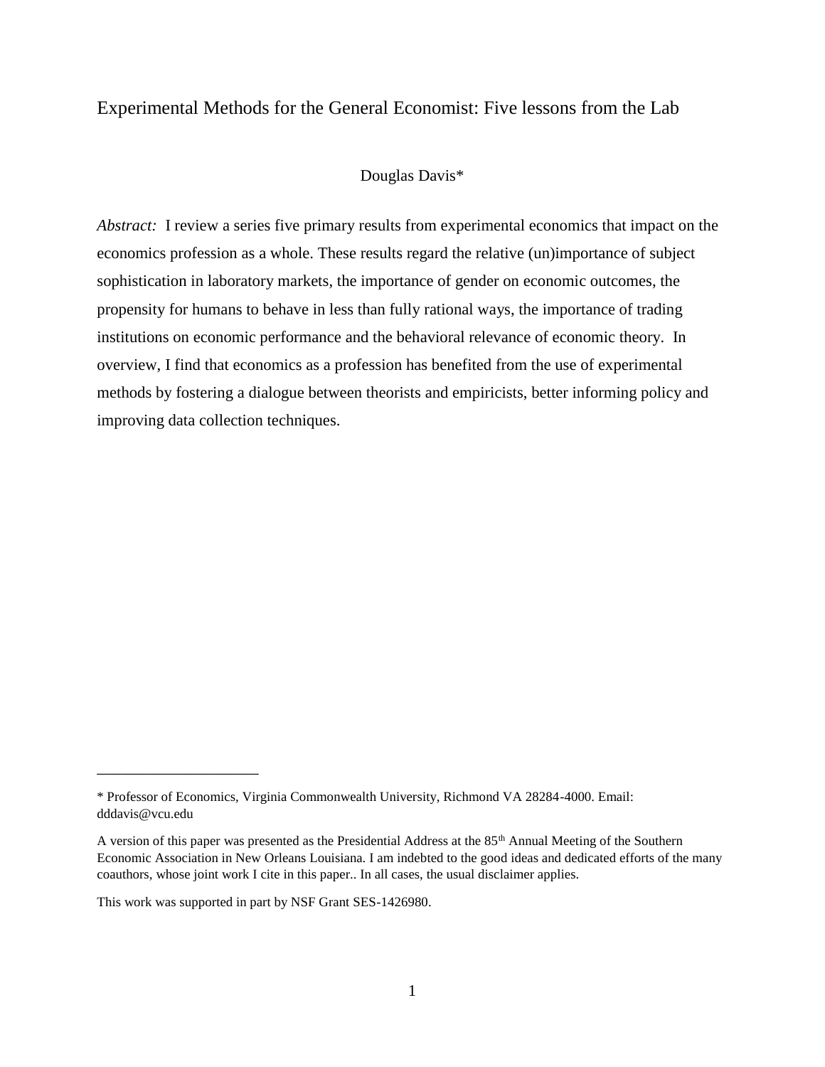# Experimental Methods for the General Economist: Five lessons from the Lab

Douglas Davis*

*Abstract:* I review a series five primary results from experimental economics that impact on the economics profession as a whole. These results regard the relative (un)importance of subject sophistication in laboratory markets, the importance of gender on economic outcomes, the propensity for humans to behave in less than fully rational ways, the importance of trading institutions on economic performance and the behavioral relevance of economic theory. In overview, I find that economics as a profession has benefited from the use of experimental methods by fostering a dialogue between theorists and empiricists, better informing policy and improving data collection techniques.

---

* Professor of Economics, Virginia Commonwealth University, Richmond VA 28284-4000. Email: dddavis@vcu.edu

A version of this paper was presented as the Presidential Address at the 85th Annual Meeting of the Southern Economic Association in New Orleans Louisiana. I am indebted to the good ideas and dedicated efforts of the many coauthors, whose joint work I cite in this paper.. In all cases, the usual disclaimer applies.

This work was supported in part by NSF Grant SES-1426980.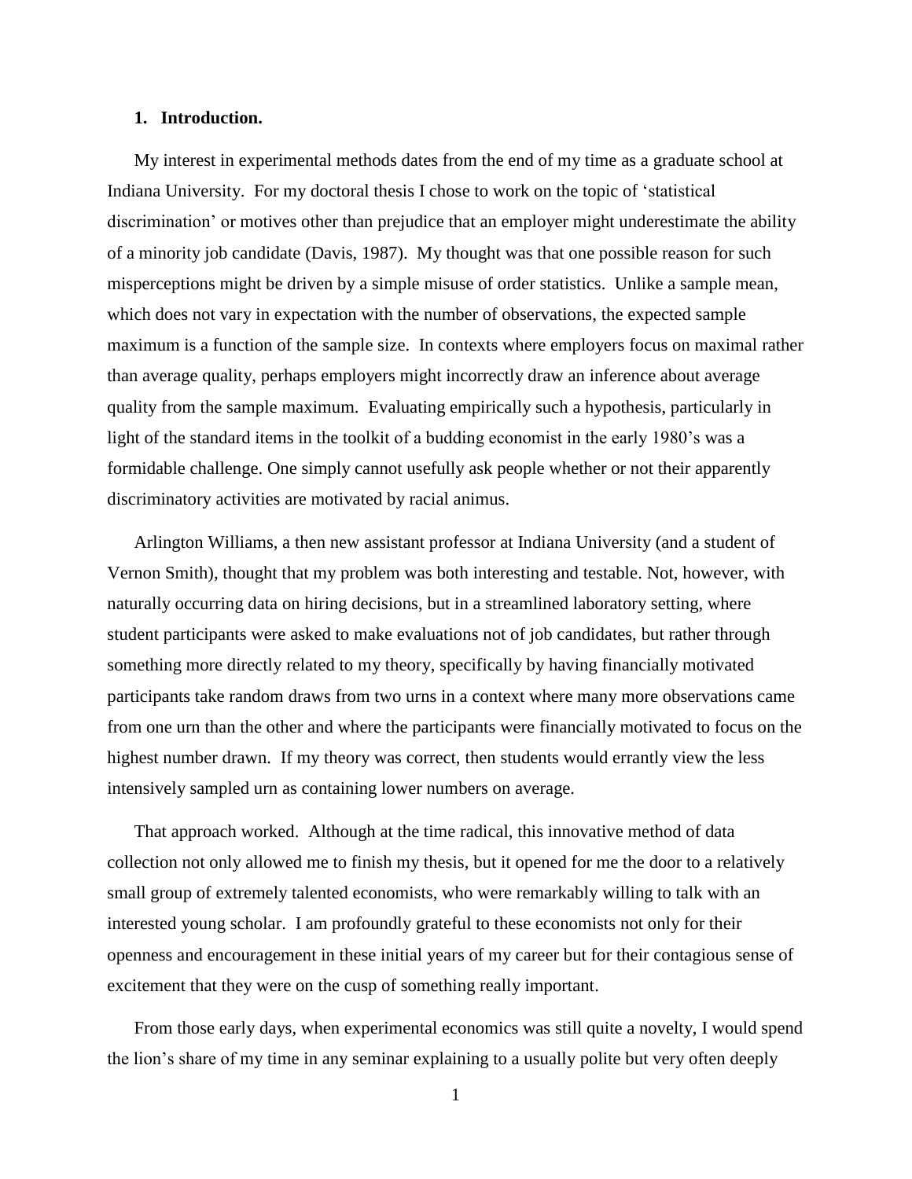## 1. Introduction.

My interest in experimental methods dates from the end of my time as a graduate school at Indiana University. For my doctoral thesis I chose to work on the topic of 'statistical discrimination' or motives other than prejudice that an employer might underestimate the ability of a minority job candidate (Davis, 1987). My thought was that one possible reason for such misperceptions might be driven by a simple misuse of order statistics. Unlike a sample mean, which does not vary in expectation with the number of observations, the expected sample maximum is a function of the sample size. In contexts where employers focus on maximal rather than average quality, perhaps employers might incorrectly draw an inference about average quality from the sample maximum. Evaluating empirically such a hypothesis, particularly in light of the standard items in the toolkit of a budding economist in the early 1980's was a formidable challenge. One simply cannot usefully ask people whether or not their apparently discriminatory activities are motivated by racial animus.

Arlington Williams, a then new assistant professor at Indiana University (and a student of Vernon Smith), thought that my problem was both interesting and testable. Not, however, with naturally occurring data on hiring decisions, but in a streamlined laboratory setting, where student participants were asked to make evaluations not of job candidates, but rather through something more directly related to my theory, specifically by having financially motivated participants take random draws from two urns in a context where many more observations came from one urn than the other and where the participants were financially motivated to focus on the highest number drawn. If my theory was correct, then students would errantly view the less intensively sampled urn as containing lower numbers on average.

That approach worked. Although at the time radical, this innovative method of data collection not only allowed me to finish my thesis, but it opened for me the door to a relatively small group of extremely talented economists, who were remarkably willing to talk with an interested young scholar. I am profoundly grateful to these economists not only for their openness and encouragement in these initial years of my career but for their contagious sense of excitement that they were on the cusp of something really important.

From those early days, when experimental economics was still quite a novelty, I would spend the lion's share of my time in any seminar explaining to a usually polite but very often deeply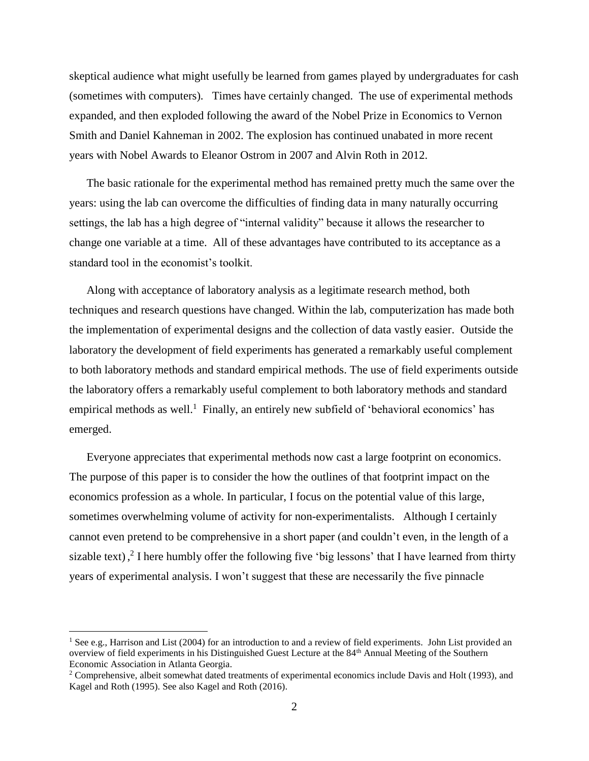skeptical audience what might usefully be learned from games played by undergraduates for cash (sometimes with computers). Times have certainly changed. The use of experimental methods expanded, and then exploded following the award of the Nobel Prize in Economics to Vernon Smith and Daniel Kahneman in 2002. The explosion has continued unabated in more recent years with Nobel Awards to Eleanor Ostrom in 2007 and Alvin Roth in 2012.

The basic rationale for the experimental method has remained pretty much the same over the years: using the lab can overcome the difficulties of finding data in many naturally occurring settings, the lab has a high degree of "internal validity" because it allows the researcher to change one variable at a time. All of these advantages have contributed to its acceptance as a standard tool in the economist's toolkit.

Along with acceptance of laboratory analysis as a legitimate research method, both techniques and research questions have changed. Within the lab, computerization has made both the implementation of experimental designs and the collection of data vastly easier. Outside the laboratory the development of field experiments has generated a remarkably useful complement to both laboratory methods and standard empirical methods. The use of field experiments outside the laboratory offers a remarkably useful complement to both laboratory methods and standard empirical methods as well.[1] Finally, an entirely new subfield of 'behavioral economics' has emerged.

Everyone appreciates that experimental methods now cast a large footprint on economics. The purpose of this paper is to consider the how the outlines of that footprint impact on the economics profession as a whole. In particular, I focus on the potential value of this large, sometimes overwhelming volume of activity for non-experimentalists. Although I certainly cannot even pretend to be comprehensive in a short paper (and couldn't even, in the length of a sizable text),[2] I here humbly offer the following five 'big lessons' that I have learned from thirty years of experimental analysis. I won't suggest that these are necessarily the five pinnacle

---

[1] See e.g., Harrison and List (2004) for an introduction to and a review of field experiments. John List provided an overview of field experiments in his Distinguished Guest Lecture at the 84th Annual Meeting of the Southern Economic Association in Atlanta Georgia.

[2] Comprehensive, albeit somewhat dated treatments of experimental economics include Davis and Holt (1993), and Kagel and Roth (1995). See also Kagel and Roth (2016).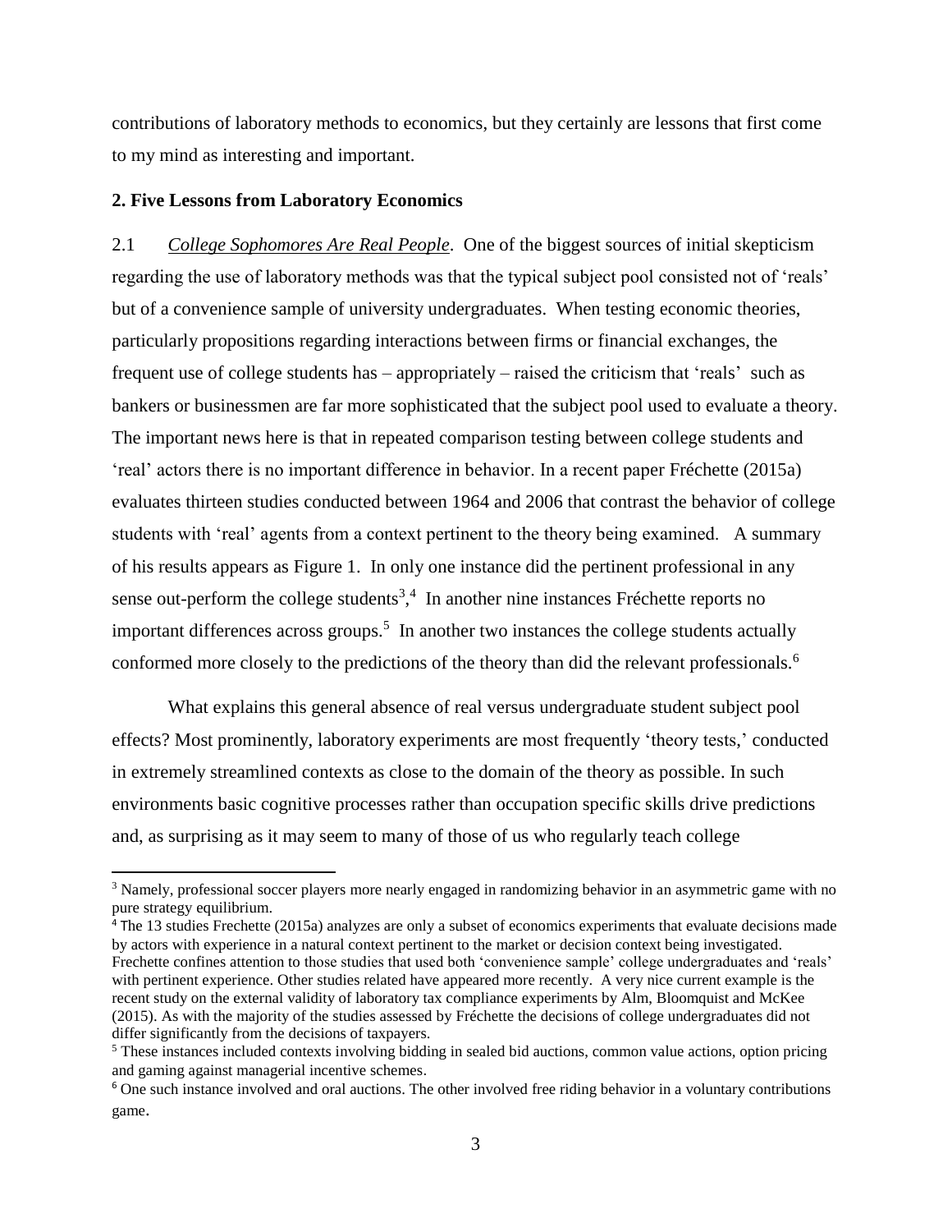contributions of laboratory methods to economics, but they certainly are lessons that first come to my mind as interesting and important.

## 2. Five Lessons from Laboratory Economics

2.1 *College Sophomores Are Real People*. One of the biggest sources of initial skepticism regarding the use of laboratory methods was that the typical subject pool consisted not of 'reals' but of a convenience sample of university undergraduates. When testing economic theories, particularly propositions regarding interactions between firms or financial exchanges, the frequent use of college students has – appropriately – raised the criticism that 'reals' such as bankers or businessmen are far more sophisticated that the subject pool used to evaluate a theory. The important news here is that in repeated comparison testing between college students and 'real' actors there is no important difference in behavior. In a recent paper Fréchette (2015a) evaluates thirteen studies conducted between 1964 and 2006 that contrast the behavior of college students with 'real' agents from a context pertinent to the theory being examined. A summary of his results appears as Figure 1. In only one instance did the pertinent professional in any sense out-perform the college students[3],[4] In another nine instances Fréchette reports no important differences across groups.[5] In another two instances the college students actually conformed more closely to the predictions of the theory than did the relevant professionals.[6]

What explains this general absence of real versus undergraduate student subject pool effects? Most prominently, laboratory experiments are most frequently 'theory tests,' conducted in extremely streamlined contexts as close to the domain of the theory as possible. In such environments basic cognitive processes rather than occupation specific skills drive predictions and, as surprising as it may seem to many of those of us who regularly teach college

[3] Namely, professional soccer players more nearly engaged in randomizing behavior in an asymmetric game with no pure strategy equilibrium.

[4] The 13 studies Frechette (2015a) analyzes are only a subset of economics experiments that evaluate decisions made by actors with experience in a natural context pertinent to the market or decision context being investigated. Frechette confines attention to those studies that used both 'convenience sample' college undergraduates and 'reals' with pertinent experience. Other studies related have appeared more recently. A very nice current example is the recent study on the external validity of laboratory tax compliance experiments by Alm, Bloomquist and McKee (2015). As with the majority of the studies assessed by Fréchette the decisions of college undergraduates did not differ significantly from the decisions of taxpayers.

[5] These instances included contexts involving bidding in sealed bid auctions, common value actions, option pricing and gaming against managerial incentive schemes.

[6] One such instance involved and oral auctions. The other involved free riding behavior in a voluntary contributions game.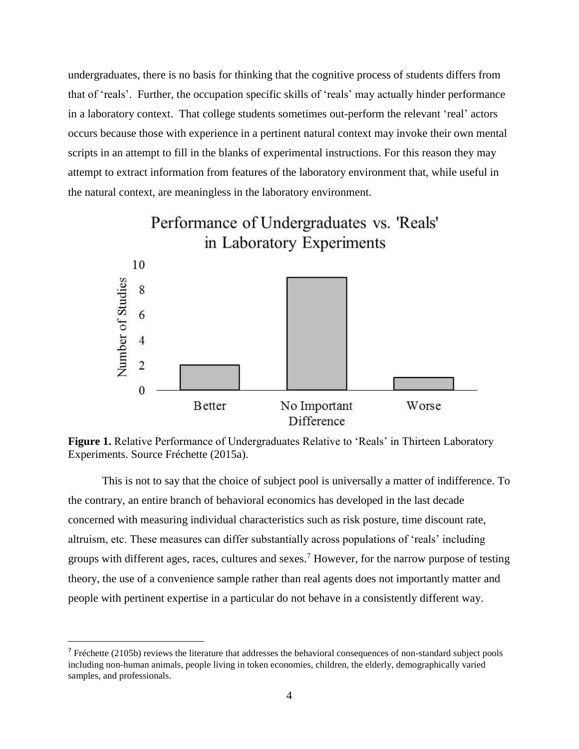undergraduates, there is no basis for thinking that the cognitive process of students differs from that of 'reals'. Further, the occupation specific skills of 'reals' may actually hinder performance in a laboratory context. That college students sometimes out-perform the relevant 'real' actors occurs because those with experience in a pertinent natural context may invoke their own mental scripts in an attempt to fill in the blanks of experimental instructions. For this reason they may attempt to extract information from features of the laboratory environment that, while useful in the natural context, are meaningless in the laboratory environment.

**Figure 1.** Relative Performance of Undergraduates Relative to 'Reals' in Thirteen Laboratory Experiments. Source Fréchette (2015a).

This is not to say that the choice of subject pool is universally a matter of indifference. To the contrary, an entire branch of behavioral economics has developed in the last decade concerned with measuring individual characteristics such as risk posture, time discount rate, altruism, etc. These measures can differ substantially across populations of 'reals' including groups with different ages, races, cultures and sexes.[7] However, for the narrow purpose of testing theory, the use of a convenience sample rather than real agents does not importantly matter and people with pertinent expertise in a particular do not behave in a consistently different way.

[7] Fréchette (2105b) reviews the literature that addresses the behavioral consequences of non-standard subject pools including non-human animals, people living in token economies, children, the elderly, demographically varied samples, and professionals.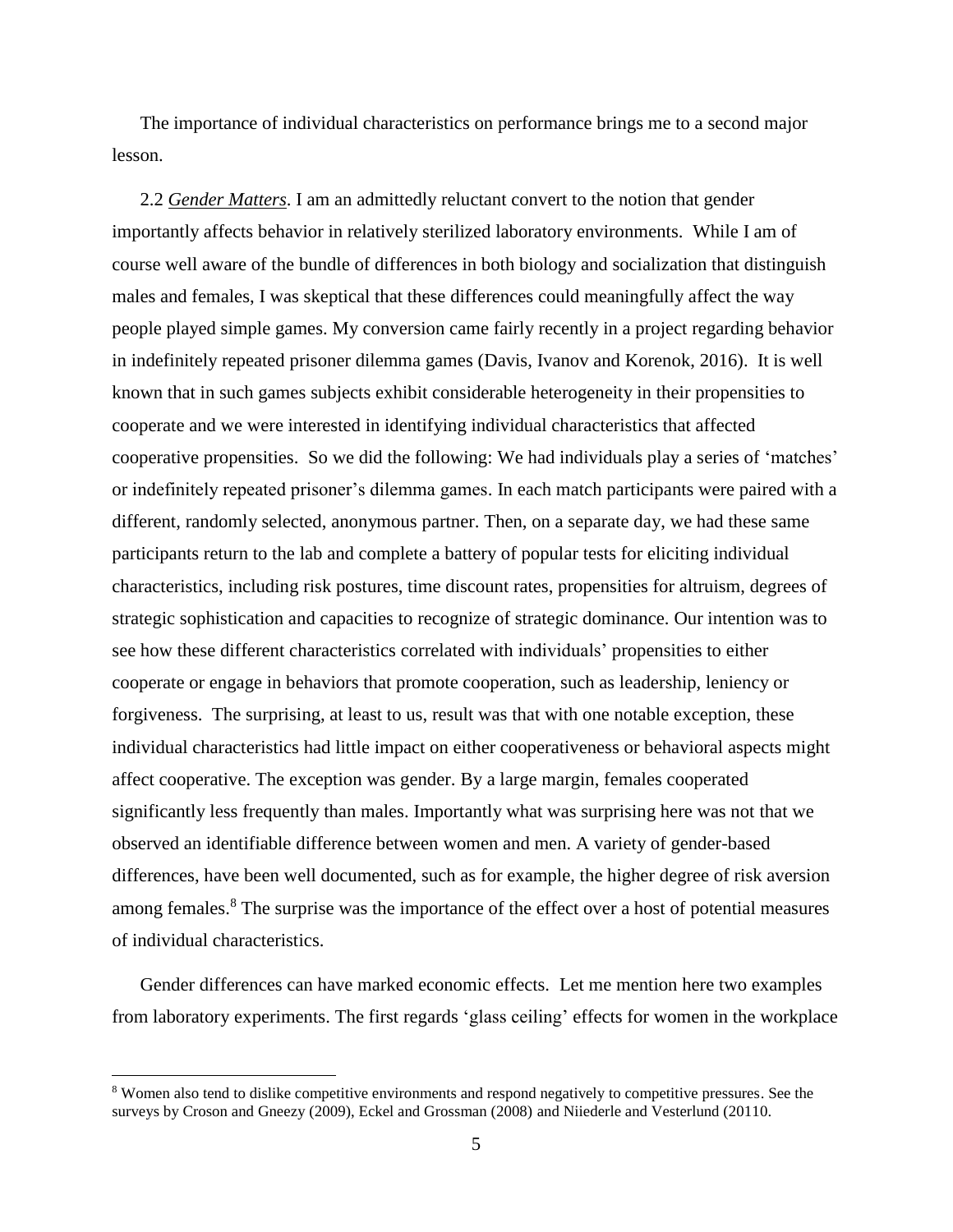The importance of individual characteristics on performance brings me to a second major lesson.

2.2 *Gender Matters*. I am an admittedly reluctant convert to the notion that gender importantly affects behavior in relatively sterilized laboratory environments. While I am of course well aware of the bundle of differences in both biology and socialization that distinguish males and females, I was skeptical that these differences could meaningfully affect the way people played simple games. My conversion came fairly recently in a project regarding behavior in indefinitely repeated prisoner dilemma games (Davis, Ivanov and Korenok, 2016). It is well known that in such games subjects exhibit considerable heterogeneity in their propensities to cooperate and we were interested in identifying individual characteristics that affected cooperative propensities. So we did the following: We had individuals play a series of 'matches' or indefinitely repeated prisoner's dilemma games. In each match participants were paired with a different, randomly selected, anonymous partner. Then, on a separate day, we had these same participants return to the lab and complete a battery of popular tests for eliciting individual characteristics, including risk postures, time discount rates, propensities for altruism, degrees of strategic sophistication and capacities to recognize of strategic dominance. Our intention was to see how these different characteristics correlated with individuals' propensities to either cooperate or engage in behaviors that promote cooperation, such as leadership, leniency or forgiveness. The surprising, at least to us, result was that with one notable exception, these individual characteristics had little impact on either cooperativeness or behavioral aspects might affect cooperative. The exception was gender. By a large margin, females cooperated significantly less frequently than males. Importantly what was surprising here was not that we observed an identifiable difference between women and men. A variety of gender-based differences, have been well documented, such as for example, the higher degree of risk aversion among females.[8] The surprise was the importance of the effect over a host of potential measures of individual characteristics.

Gender differences can have marked economic effects. Let me mention here two examples from laboratory experiments. The first regards 'glass ceiling' effects for women in the workplace

[8] Women also tend to dislike competitive environments and respond negatively to competitive pressures. See the surveys by Croson and Gneezy (2009), Eckel and Grossman (2008) and Niiederle and Vesterlund (20110.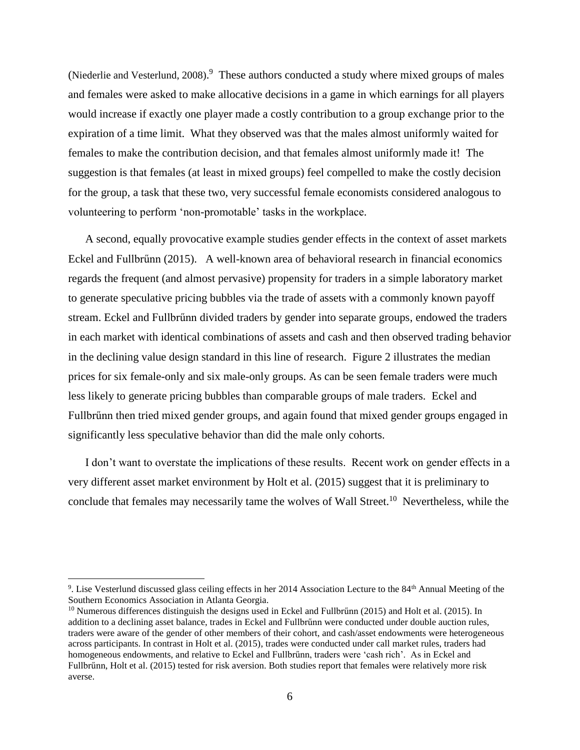(Niederlie and Vesterlund, 2008).[9] These authors conducted a study where mixed groups of males and females were asked to make allocative decisions in a game in which earnings for all players would increase if exactly one player made a costly contribution to a group exchange prior to the expiration of a time limit. What they observed was that the males almost uniformly waited for females to make the contribution decision, and that females almost uniformly made it! The suggestion is that females (at least in mixed groups) feel compelled to make the costly decision for the group, a task that these two, very successful female economists considered analogous to volunteering to perform 'non-promotable' tasks in the workplace.

A second, equally provocative example studies gender effects in the context of asset markets Eckel and Fullbrűnn (2015). A well-known area of behavioral research in financial economics regards the frequent (and almost pervasive) propensity for traders in a simple laboratory market to generate speculative pricing bubbles via the trade of assets with a commonly known payoff stream. Eckel and Fullbrűnn divided traders by gender into separate groups, endowed the traders in each market with identical combinations of assets and cash and then observed trading behavior in the declining value design standard in this line of research. Figure 2 illustrates the median prices for six female-only and six male-only groups. As can be seen female traders were much less likely to generate pricing bubbles than comparable groups of male traders. Eckel and Fullbrűnn then tried mixed gender groups, and again found that mixed gender groups engaged in significantly less speculative behavior than did the male only cohorts.

I don't want to overstate the implications of these results. Recent work on gender effects in a very different asset market environment by Holt et al. (2015) suggest that it is preliminary to conclude that females may necessarily tame the wolves of Wall Street.[10] Nevertheless, while the

---

[9]. Lise Vesterlund discussed glass ceiling effects in her 2014 Association Lecture to the 84th Annual Meeting of the Southern Economics Association in Atlanta Georgia.

[10] Numerous differences distinguish the designs used in Eckel and Fullbrűnn (2015) and Holt et al. (2015). In addition to a declining asset balance, trades in Eckel and Fullbrűnn were conducted under double auction rules, traders were aware of the gender of other members of their cohort, and cash/asset endowments were heterogeneous across participants. In contrast in Holt et al. (2015), trades were conducted under call market rules, traders had homogeneous endowments, and relative to Eckel and Fullbrűnn, traders were 'cash rich'. As in Eckel and Fullbrűnn, Holt et al. (2015) tested for risk aversion. Both studies report that females were relatively more risk averse.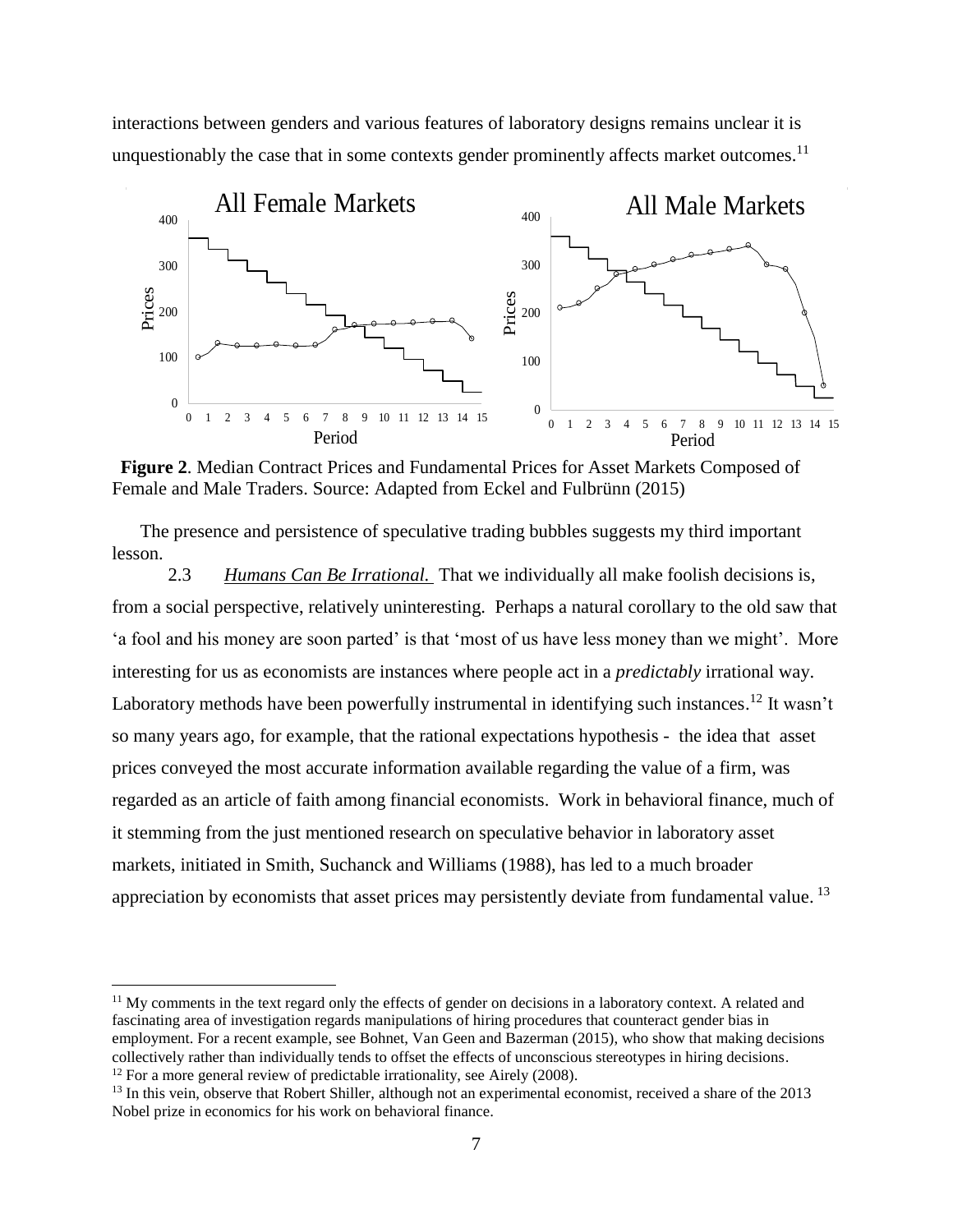interactions between genders and various features of laboratory designs remains unclear it is unquestionably the case that in some contexts gender prominently affects market outcomes.[11]

**Figure 2**. Median Contract Prices and Fundamental Prices for Asset Markets Composed of Female and Male Traders. Source: Adapted from Eckel and Fulbrünn (2015)

The presence and persistence of speculative trading bubbles suggests my third important lesson.

2.3 *Humans Can Be Irrational.* That we individually all make foolish decisions is, from a social perspective, relatively uninteresting. Perhaps a natural corollary to the old saw that 'a fool and his money are soon parted' is that 'most of us have less money than we might'. More interesting for us as economists are instances where people act in a *predictably* irrational way. Laboratory methods have been powerfully instrumental in identifying such instances.[12] It wasn't so many years ago, for example, that the rational expectations hypothesis - the idea that asset prices conveyed the most accurate information available regarding the value of a firm, was regarded as an article of faith among financial economists. Work in behavioral finance, much of it stemming from the just mentioned research on speculative behavior in laboratory asset markets, initiated in Smith, Suchanck and Williams (1988), has led to a much broader appreciation by economists that asset prices may persistently deviate from fundamental value. [13]

---

[11] My comments in the text regard only the effects of gender on decisions in a laboratory context. A related and fascinating area of investigation regards manipulations of hiring procedures that counteract gender bias in employment. For a recent example, see Bohnet, Van Geen and Bazerman (2015), who show that making decisions collectively rather than individually tends to offset the effects of unconscious stereotypes in hiring decisions.

[12] For a more general review of predictable irrationality, see Airely (2008).

[13] In this vein, observe that Robert Shiller, although not an experimental economist, received a share of the 2013 Nobel prize in economics for his work on behavioral finance.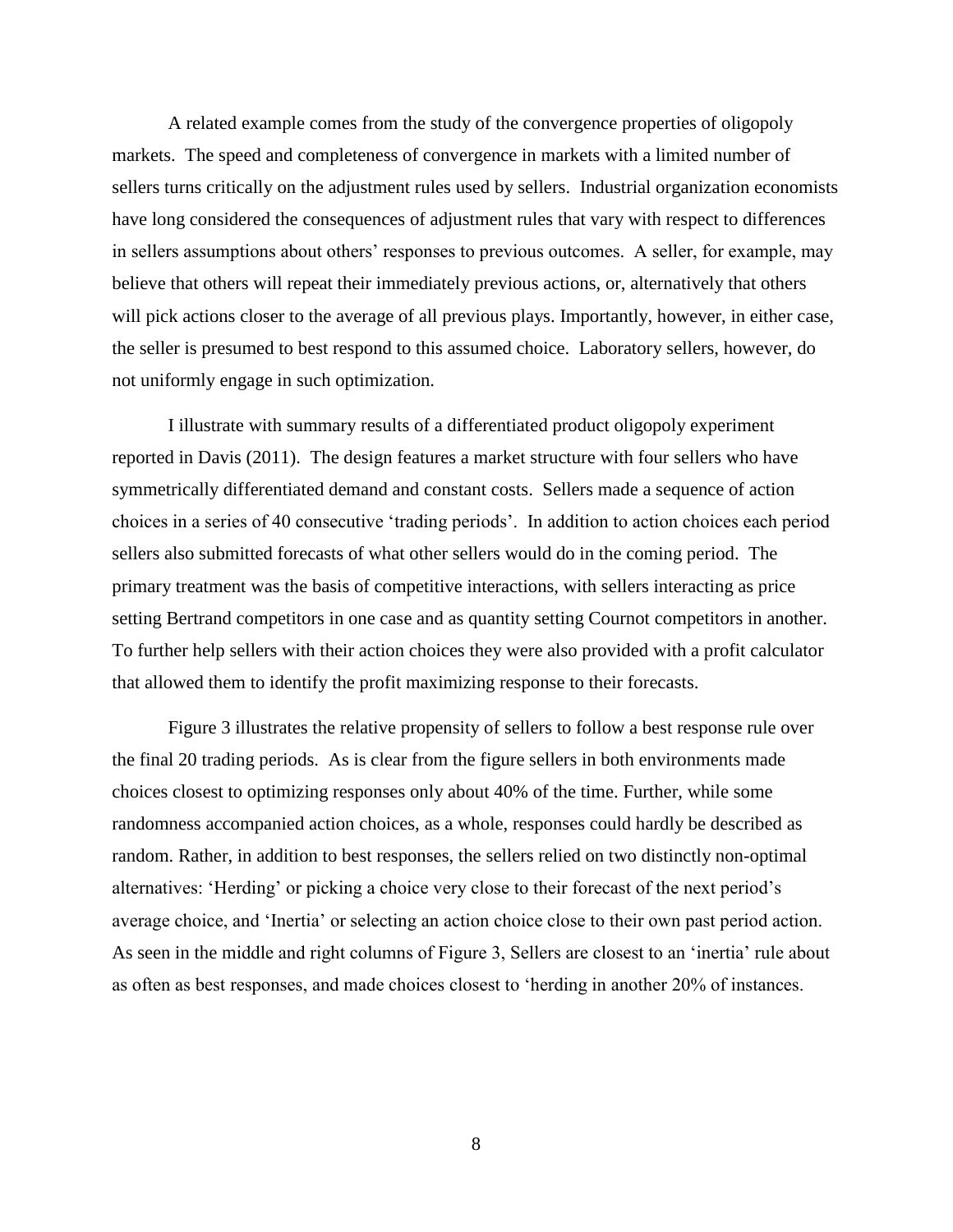A related example comes from the study of the convergence properties of oligopoly markets. The speed and completeness of convergence in markets with a limited number of sellers turns critically on the adjustment rules used by sellers. Industrial organization economists have long considered the consequences of adjustment rules that vary with respect to differences in sellers assumptions about others' responses to previous outcomes. A seller, for example, may believe that others will repeat their immediately previous actions, or, alternatively that others will pick actions closer to the average of all previous plays. Importantly, however, in either case, the seller is presumed to best respond to this assumed choice. Laboratory sellers, however, do not uniformly engage in such optimization.

I illustrate with summary results of a differentiated product oligopoly experiment reported in Davis (2011). The design features a market structure with four sellers who have symmetrically differentiated demand and constant costs. Sellers made a sequence of action choices in a series of 40 consecutive 'trading periods'. In addition to action choices each period sellers also submitted forecasts of what other sellers would do in the coming period. The primary treatment was the basis of competitive interactions, with sellers interacting as price setting Bertrand competitors in one case and as quantity setting Cournot competitors in another. To further help sellers with their action choices they were also provided with a profit calculator that allowed them to identify the profit maximizing response to their forecasts.

Figure 3 illustrates the relative propensity of sellers to follow a best response rule over the final 20 trading periods. As is clear from the figure sellers in both environments made choices closest to optimizing responses only about 40% of the time. Further, while some randomness accompanied action choices, as a whole, responses could hardly be described as random. Rather, in addition to best responses, the sellers relied on two distinctly non-optimal alternatives: 'Herding' or picking a choice very close to their forecast of the next period's average choice, and 'Inertia' or selecting an action choice close to their own past period action. As seen in the middle and right columns of Figure 3, Sellers are closest to an 'inertia' rule about as often as best responses, and made choices closest to 'herding in another 20% of instances.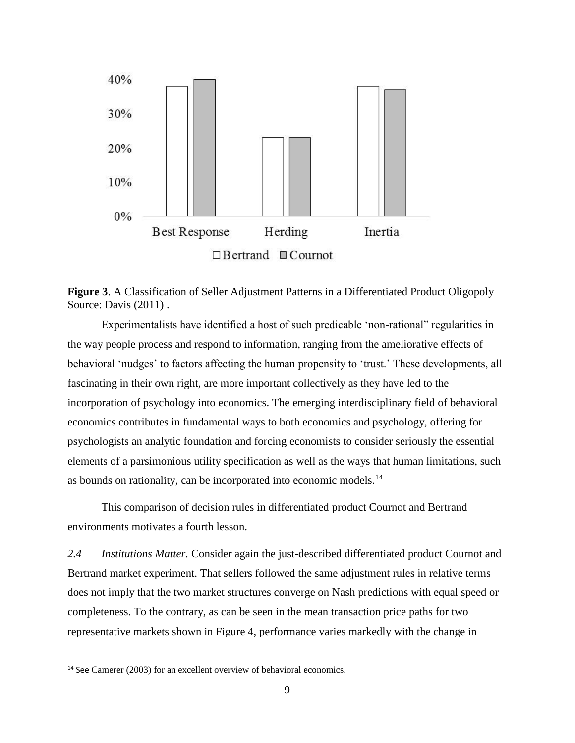**Figure 3**. A Classification of Seller Adjustment Patterns in a Differentiated Product Oligopoly Source: Davis (2011) .

Experimentalists have identified a host of such predicable 'non-rational" regularities in the way people process and respond to information, ranging from the ameliorative effects of behavioral 'nudges' to factors affecting the human propensity to 'trust.' These developments, all fascinating in their own right, are more important collectively as they have led to the incorporation of psychology into economics. The emerging interdisciplinary field of behavioral economics contributes in fundamental ways to both economics and psychology, offering for psychologists an analytic foundation and forcing economists to consider seriously the essential elements of a parsimonious utility specification as well as the ways that human limitations, such as bounds on rationality, can be incorporated into economic models.[14]

This comparison of decision rules in differentiated product Cournot and Bertrand environments motivates a fourth lesson.

*2.4* *Institutions Matter.* Consider again the just-described differentiated product Cournot and Bertrand market experiment. That sellers followed the same adjustment rules in relative terms does not imply that the two market structures converge on Nash predictions with equal speed or completeness. To the contrary, as can be seen in the mean transaction price paths for two representative markets shown in Figure 4, performance varies markedly with the change in

---

[14] See Camerer (2003) for an excellent overview of behavioral economics.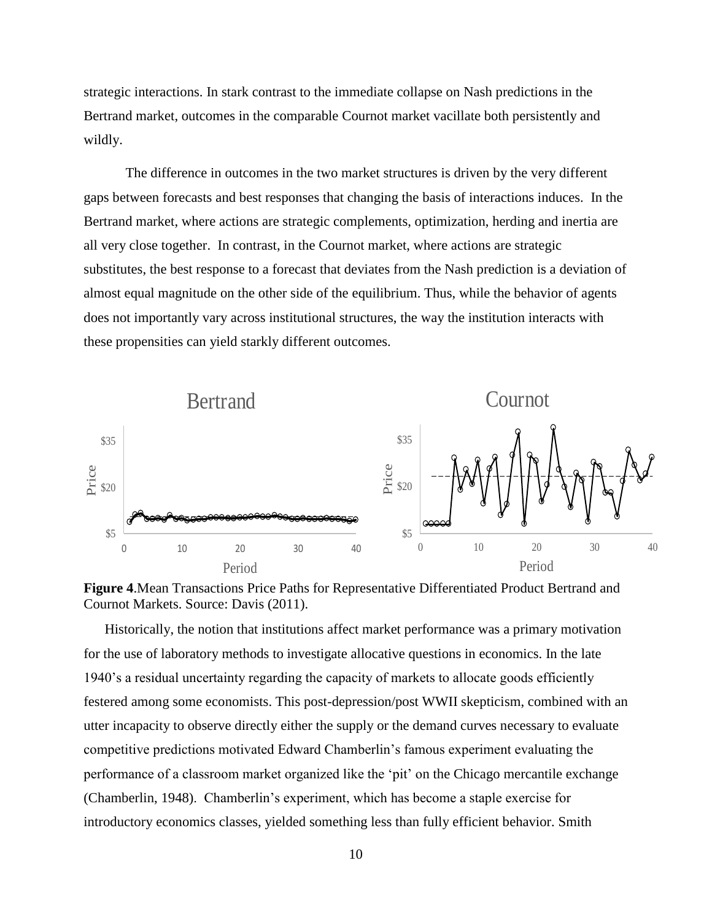strategic interactions. In stark contrast to the immediate collapse on Nash predictions in the Bertrand market, outcomes in the comparable Cournot market vacillate both persistently and wildly.

The difference in outcomes in the two market structures is driven by the very different gaps between forecasts and best responses that changing the basis of interactions induces. In the Bertrand market, where actions are strategic complements, optimization, herding and inertia are all very close together. In contrast, in the Cournot market, where actions are strategic substitutes, the best response to a forecast that deviates from the Nash prediction is a deviation of almost equal magnitude on the other side of the equilibrium. Thus, while the behavior of agents does not importantly vary across institutional structures, the way the institution interacts with these propensities can yield starkly different outcomes.

**Figure 4**.Mean Transactions Price Paths for Representative Differentiated Product Bertrand and Cournot Markets. Source: Davis (2011).

Historically, the notion that institutions affect market performance was a primary motivation for the use of laboratory methods to investigate allocative questions in economics. In the late 1940's a residual uncertainty regarding the capacity of markets to allocate goods efficiently festered among some economists. This post-depression/post WWII skepticism, combined with an utter incapacity to observe directly either the supply or the demand curves necessary to evaluate competitive predictions motivated Edward Chamberlin's famous experiment evaluating the performance of a classroom market organized like the 'pit' on the Chicago mercantile exchange (Chamberlin, 1948). Chamberlin's experiment, which has become a staple exercise for introductory economics classes, yielded something less than fully efficient behavior. Smith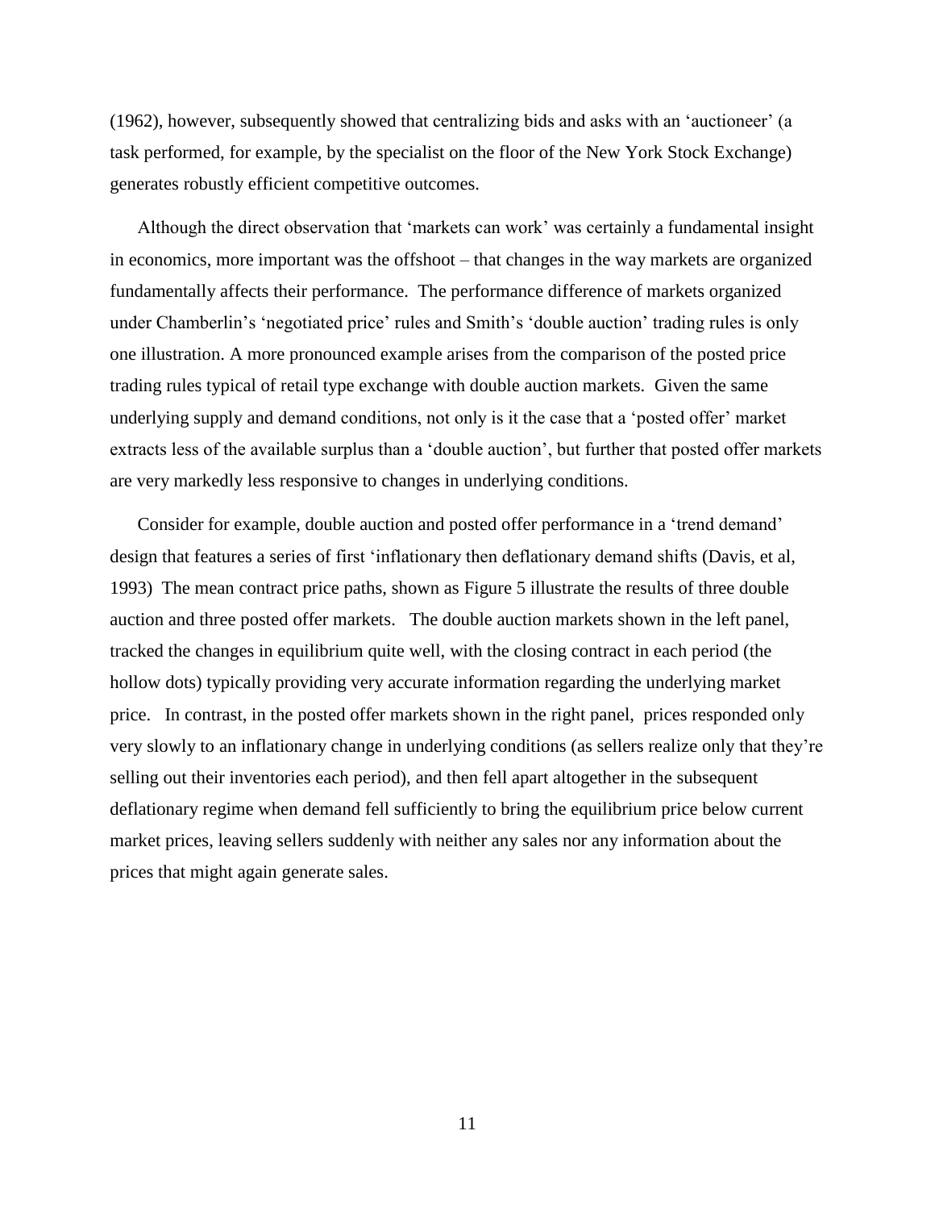(1962), however, subsequently showed that centralizing bids and asks with an 'auctioneer' (a task performed, for example, by the specialist on the floor of the New York Stock Exchange) generates robustly efficient competitive outcomes.

Although the direct observation that 'markets can work' was certainly a fundamental insight in economics, more important was the offshoot – that changes in the way markets are organized fundamentally affects their performance. The performance difference of markets organized under Chamberlin's 'negotiated price' rules and Smith's 'double auction' trading rules is only one illustration. A more pronounced example arises from the comparison of the posted price trading rules typical of retail type exchange with double auction markets. Given the same underlying supply and demand conditions, not only is it the case that a 'posted offer' market extracts less of the available surplus than a 'double auction', but further that posted offer markets are very markedly less responsive to changes in underlying conditions.

Consider for example, double auction and posted offer performance in a 'trend demand' design that features a series of first 'inflationary then deflationary demand shifts (Davis, et al, 1993) The mean contract price paths, shown as Figure 5 illustrate the results of three double auction and three posted offer markets. The double auction markets shown in the left panel, tracked the changes in equilibrium quite well, with the closing contract in each period (the hollow dots) typically providing very accurate information regarding the underlying market price. In contrast, in the posted offer markets shown in the right panel, prices responded only very slowly to an inflationary change in underlying conditions (as sellers realize only that they're selling out their inventories each period), and then fell apart altogether in the subsequent deflationary regime when demand fell sufficiently to bring the equilibrium price below current market prices, leaving sellers suddenly with neither any sales nor any information about the prices that might again generate sales.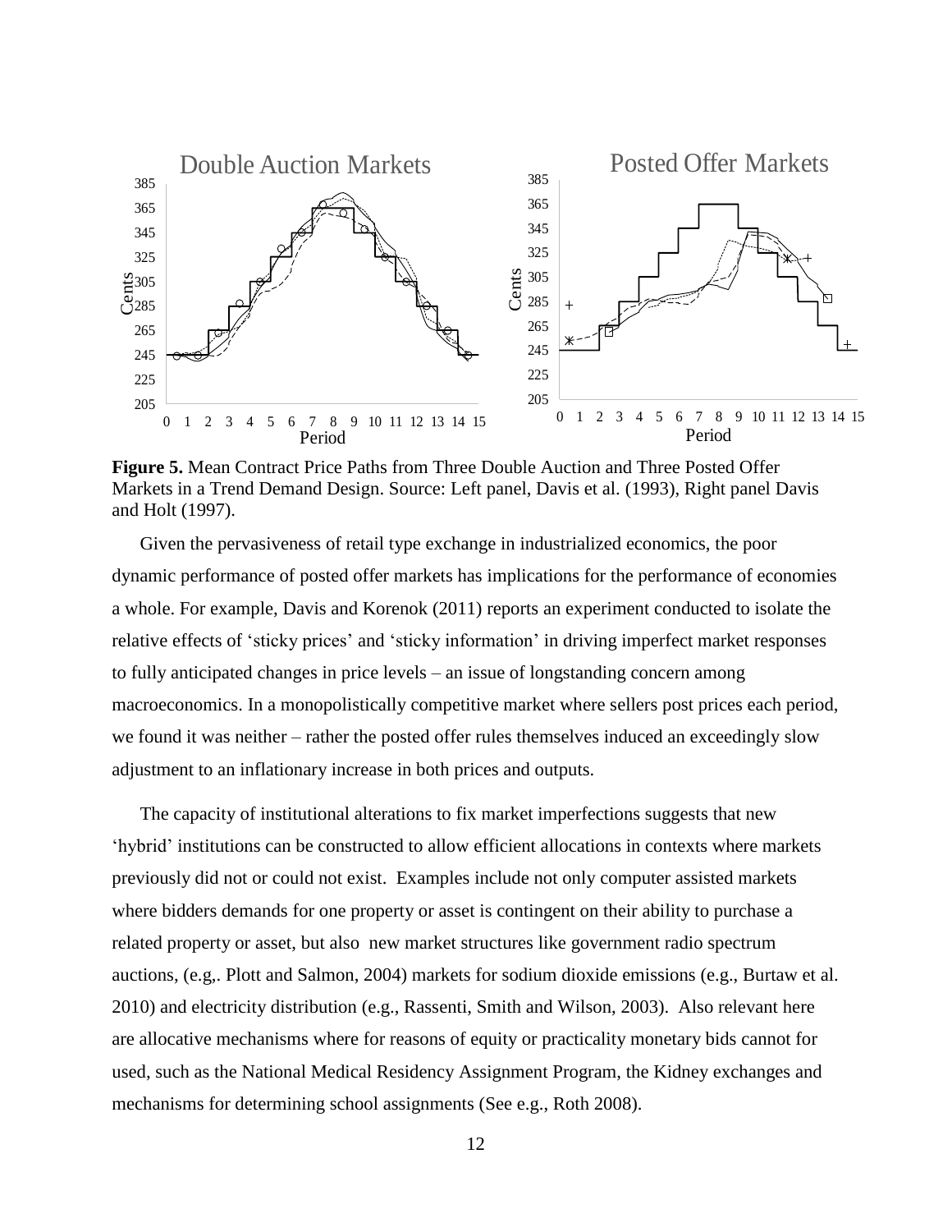**Figure 5.** Mean Contract Price Paths from Three Double Auction and Three Posted Offer Markets in a Trend Demand Design. Source: Left panel, Davis et al. (1993), Right panel Davis and Holt (1997).

Given the pervasiveness of retail type exchange in industrialized economics, the poor dynamic performance of posted offer markets has implications for the performance of economies a whole. For example, Davis and Korenok (2011) reports an experiment conducted to isolate the relative effects of 'sticky prices' and 'sticky information' in driving imperfect market responses to fully anticipated changes in price levels – an issue of longstanding concern among macroeconomics. In a monopolistically competitive market where sellers post prices each period, we found it was neither – rather the posted offer rules themselves induced an exceedingly slow adjustment to an inflationary increase in both prices and outputs.

The capacity of institutional alterations to fix market imperfections suggests that new 'hybrid' institutions can be constructed to allow efficient allocations in contexts where markets previously did not or could not exist. Examples include not only computer assisted markets where bidders demands for one property or asset is contingent on their ability to purchase a related property or asset, but also new market structures like government radio spectrum auctions, (e.g,. Plott and Salmon, 2004) markets for sodium dioxide emissions (e.g., Burtaw et al. 2010) and electricity distribution (e.g., Rassenti, Smith and Wilson, 2003). Also relevant here are allocative mechanisms where for reasons of equity or practicality monetary bids cannot for used, such as the National Medical Residency Assignment Program, the Kidney exchanges and mechanisms for determining school assignments (See e.g., Roth 2008).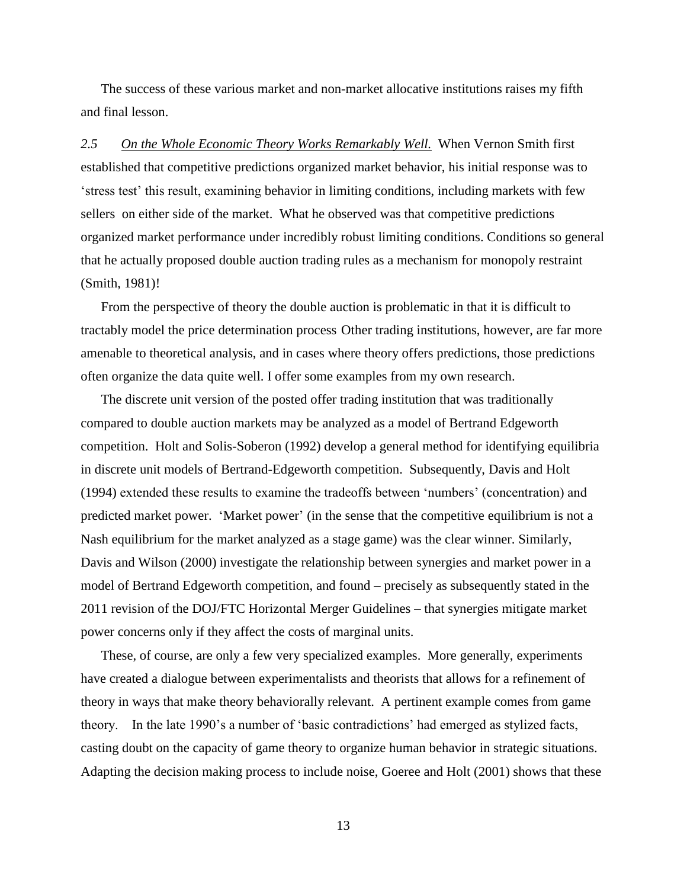The success of these various market and non-market allocative institutions raises my fifth and final lesson.

*2.5 On the Whole Economic Theory Works Remarkably Well.* When Vernon Smith first established that competitive predictions organized market behavior, his initial response was to 'stress test' this result, examining behavior in limiting conditions, including markets with few sellers on either side of the market. What he observed was that competitive predictions organized market performance under incredibly robust limiting conditions. Conditions so general that he actually proposed double auction trading rules as a mechanism for monopoly restraint (Smith, 1981)!

From the perspective of theory the double auction is problematic in that it is difficult to tractably model the price determination process Other trading institutions, however, are far more amenable to theoretical analysis, and in cases where theory offers predictions, those predictions often organize the data quite well. I offer some examples from my own research.

The discrete unit version of the posted offer trading institution that was traditionally compared to double auction markets may be analyzed as a model of Bertrand Edgeworth competition. Holt and Solis-Soberon (1992) develop a general method for identifying equilibria in discrete unit models of Bertrand-Edgeworth competition. Subsequently, Davis and Holt (1994) extended these results to examine the tradeoffs between 'numbers' (concentration) and predicted market power. 'Market power' (in the sense that the competitive equilibrium is not a Nash equilibrium for the market analyzed as a stage game) was the clear winner. Similarly, Davis and Wilson (2000) investigate the relationship between synergies and market power in a model of Bertrand Edgeworth competition, and found – precisely as subsequently stated in the 2011 revision of the DOJ/FTC Horizontal Merger Guidelines – that synergies mitigate market power concerns only if they affect the costs of marginal units.

These, of course, are only a few very specialized examples. More generally, experiments have created a dialogue between experimentalists and theorists that allows for a refinement of theory in ways that make theory behaviorally relevant. A pertinent example comes from game theory. In the late 1990's a number of 'basic contradictions' had emerged as stylized facts, casting doubt on the capacity of game theory to organize human behavior in strategic situations. Adapting the decision making process to include noise, Goeree and Holt (2001) shows that these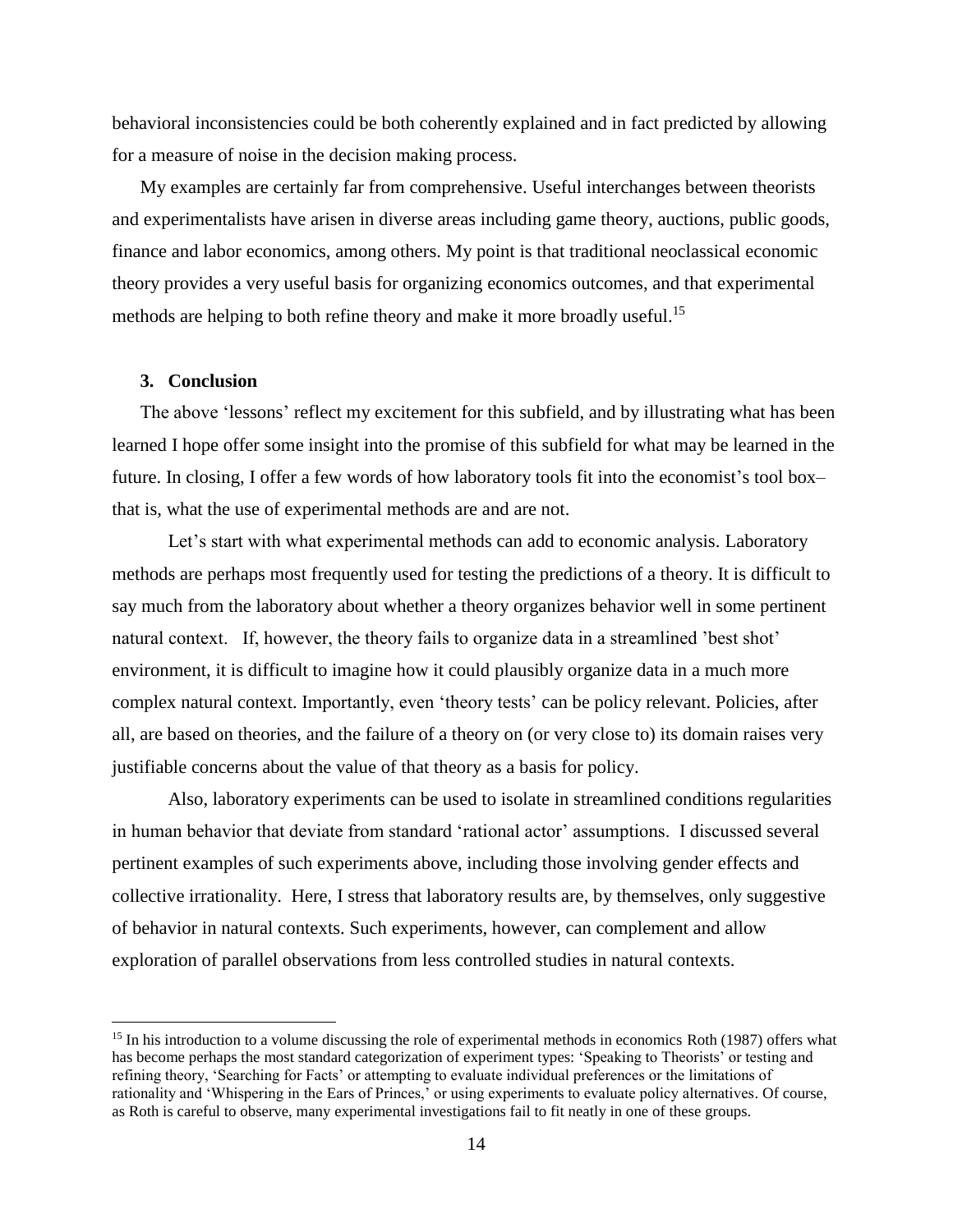behavioral inconsistencies could be both coherently explained and in fact predicted by allowing for a measure of noise in the decision making process.

My examples are certainly far from comprehensive. Useful interchanges between theorists and experimentalists have arisen in diverse areas including game theory, auctions, public goods, finance and labor economics, among others. My point is that traditional neoclassical economic theory provides a very useful basis for organizing economics outcomes, and that experimental methods are helping to both refine theory and make it more broadly useful.[15]

## 3. Conclusion

The above 'lessons' reflect my excitement for this subfield, and by illustrating what has been learned I hope offer some insight into the promise of this subfield for what may be learned in the future. In closing, I offer a few words of how laboratory tools fit into the economist's tool box– that is, what the use of experimental methods are and are not.

Let's start with what experimental methods can add to economic analysis. Laboratory methods are perhaps most frequently used for testing the predictions of a theory. It is difficult to say much from the laboratory about whether a theory organizes behavior well in some pertinent natural context. If, however, the theory fails to organize data in a streamlined 'best shot' environment, it is difficult to imagine how it could plausibly organize data in a much more complex natural context. Importantly, even 'theory tests' can be policy relevant. Policies, after all, are based on theories, and the failure of a theory on (or very close to) its domain raises very justifiable concerns about the value of that theory as a basis for policy.

Also, laboratory experiments can be used to isolate in streamlined conditions regularities in human behavior that deviate from standard 'rational actor' assumptions. I discussed several pertinent examples of such experiments above, including those involving gender effects and collective irrationality. Here, I stress that laboratory results are, by themselves, only suggestive of behavior in natural contexts. Such experiments, however, can complement and allow exploration of parallel observations from less controlled studies in natural contexts.

[15] In his introduction to a volume discussing the role of experimental methods in economics Roth (1987) offers what has become perhaps the most standard categorization of experiment types: 'Speaking to Theorists' or testing and refining theory, 'Searching for Facts' or attempting to evaluate individual preferences or the limitations of rationality and 'Whispering in the Ears of Princes,' or using experiments to evaluate policy alternatives. Of course, as Roth is careful to observe, many experimental investigations fail to fit neatly in one of these groups.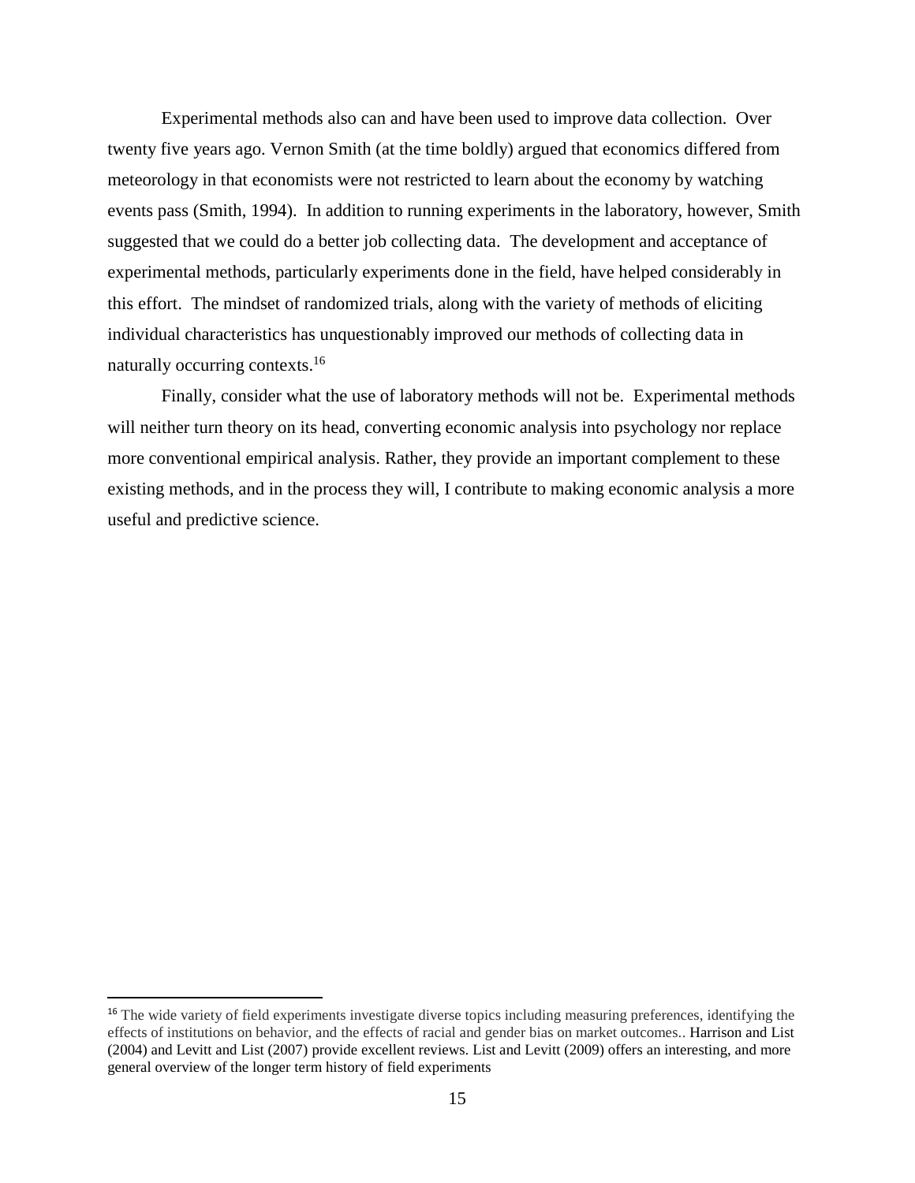Experimental methods also can and have been used to improve data collection. Over twenty five years ago. Vernon Smith (at the time boldly) argued that economics differed from meteorology in that economists were not restricted to learn about the economy by watching events pass (Smith, 1994). In addition to running experiments in the laboratory, however, Smith suggested that we could do a better job collecting data. The development and acceptance of experimental methods, particularly experiments done in the field, have helped considerably in this effort. The mindset of randomized trials, along with the variety of methods of eliciting individual characteristics has unquestionably improved our methods of collecting data in naturally occurring contexts.[16]

Finally, consider what the use of laboratory methods will not be. Experimental methods will neither turn theory on its head, converting economic analysis into psychology nor replace more conventional empirical analysis. Rather, they provide an important complement to these existing methods, and in the process they will, I contribute to making economic analysis a more useful and predictive science.

---

[16] The wide variety of field experiments investigate diverse topics including measuring preferences, identifying the effects of institutions on behavior, and the effects of racial and gender bias on market outcomes.. Harrison and List (2004) and Levitt and List (2007) provide excellent reviews. List and Levitt (2009) offers an interesting, and more general overview of the longer term history of field experiments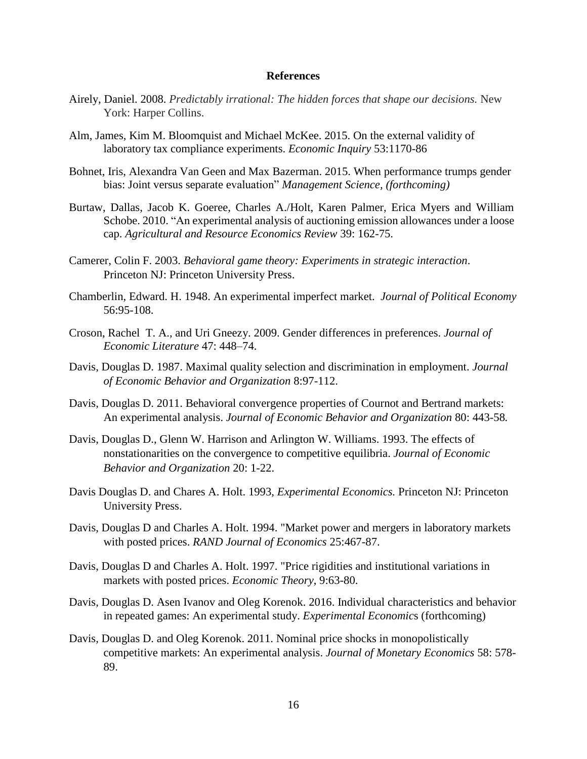**References**

Airely, Daniel. 2008. *Predictably irrational: The hidden forces that shape our decisions.* New York: Harper Collins.

Alm, James, Kim M. Bloomquist and Michael McKee. 2015. On the external validity of laboratory tax compliance experiments. *Economic Inquiry* 53:1170-86

Bohnet, Iris, Alexandra Van Geen and Max Bazerman. 2015. When performance trumps gender bias: Joint versus separate evaluation" *Management Science, (forthcoming)*

Burtaw, Dallas, Jacob K. Goeree, Charles A./Holt, Karen Palmer, Erica Myers and William Schobe. 2010. "An experimental analysis of auctioning emission allowances under a loose cap. *Agricultural and Resource Economics Review* 39: 162-75.

Camerer, Colin F. 2003. *Behavioral game theory: Experiments in strategic interaction*. Princeton NJ: Princeton University Press.

Chamberlin, Edward. H. 1948. An experimental imperfect market. *Journal of Political Economy* 56:95-108.

Croson, Rachel T. A., and Uri Gneezy. 2009. Gender differences in preferences. *Journal of Economic Literature* 47: 448–74.

Davis, Douglas D. 1987. Maximal quality selection and discrimination in employment. *Journal of Economic Behavior and Organization* 8:97-112.

Davis, Douglas D. 2011. Behavioral convergence properties of Cournot and Bertrand markets: An experimental analysis. *Journal of Economic Behavior and Organization* 80: 443-58*.*

Davis, Douglas D., Glenn W. Harrison and Arlington W. Williams. 1993. The effects of nonstationarities on the convergence to competitive equilibria. *Journal of Economic Behavior and Organization* 20: 1-22.

Davis Douglas D. and Chares A. Holt. 1993, *Experimental Economics.* Princeton NJ: Princeton University Press.

Davis, Douglas D and Charles A. Holt. 1994. "Market power and mergers in laboratory markets with posted prices. *RAND Journal of Economics* 25:467-87.

Davis, Douglas D and Charles A. Holt. 1997. "Price rigidities and institutional variations in markets with posted prices. *Economic Theory*, 9:63-80.

Davis, Douglas D. Asen Ivanov and Oleg Korenok. 2016. Individual characteristics and behavior in repeated games: An experimental study. *Experimental Economic*s (forthcoming)

Davis, Douglas D. and Oleg Korenok. 2011. Nominal price shocks in monopolistically competitive markets: An experimental analysis. *Journal of Monetary Economics* 58: 578-89.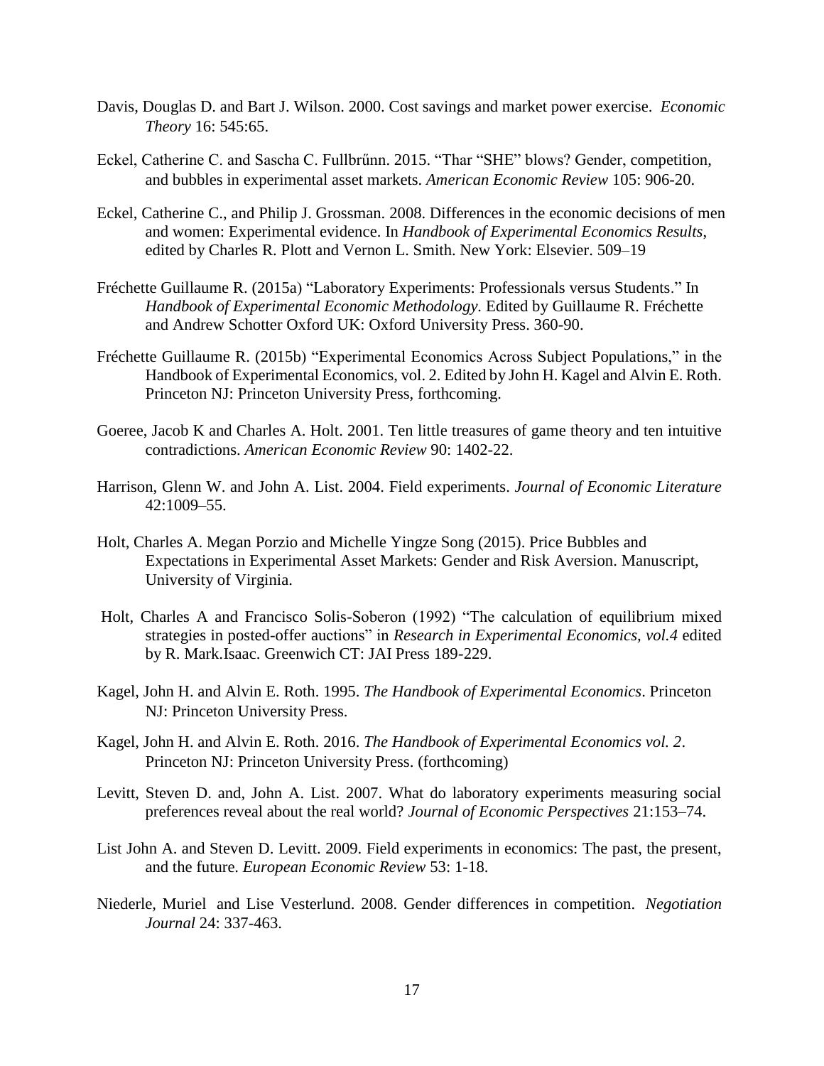Davis, Douglas D. and Bart J. Wilson. 2000. Cost savings and market power exercise. *Economic Theory* 16: 545:65.

Eckel, Catherine C. and Sascha C. Fullbrűnn. 2015. "Thar "SHE" blows? Gender, competition, and bubbles in experimental asset markets. *American Economic Review* 105: 906-20.

Eckel, Catherine C., and Philip J. Grossman. 2008. Differences in the economic decisions of men and women: Experimental evidence. In *Handbook of Experimental Economics Results*, edited by Charles R. Plott and Vernon L. Smith. New York: Elsevier. 509–19

Fréchette Guillaume R. (2015a) "Laboratory Experiments: Professionals versus Students." In *Handbook of Experimental Economic Methodology.* Edited by Guillaume R. Fréchette and Andrew Schotter Oxford UK: Oxford University Press. 360-90.

Fréchette Guillaume R. (2015b) "Experimental Economics Across Subject Populations," in the Handbook of Experimental Economics, vol. 2. Edited by John H. Kagel and Alvin E. Roth. Princeton NJ: Princeton University Press, forthcoming.

Goeree, Jacob K and Charles A. Holt. 2001. Ten little treasures of game theory and ten intuitive contradictions. *American Economic Review* 90: 1402-22.

Harrison, Glenn W. and John A. List. 2004. Field experiments. *Journal of Economic Literature* 42:1009–55.

Holt, Charles A. Megan Porzio and Michelle Yingze Song (2015). Price Bubbles and Expectations in Experimental Asset Markets: Gender and Risk Aversion. Manuscript, University of Virginia.

Holt, Charles A and Francisco Solis-Soberon (1992) "The calculation of equilibrium mixed strategies in posted-offer auctions" in *Research in Experimental Economics, vol.4* edited by R. Mark.Isaac. Greenwich CT: JAI Press 189-229.

Kagel, John H. and Alvin E. Roth. 1995. *The Handbook of Experimental Economics*. Princeton NJ: Princeton University Press.

Kagel, John H. and Alvin E. Roth. 2016. *The Handbook of Experimental Economics vol. 2*. Princeton NJ: Princeton University Press. (forthcoming)

Levitt, Steven D. and, John A. List. 2007. What do laboratory experiments measuring social preferences reveal about the real world? *Journal of Economic Perspectives* 21:153–74.

List John A. and Steven D. Levitt. 2009. Field experiments in economics: The past, the present, and the future. *European Economic Review* 53: 1-18.

Niederle, Muriel and Lise Vesterlund. 2008. Gender differences in competition. *Negotiation Journal* 24: 337-463.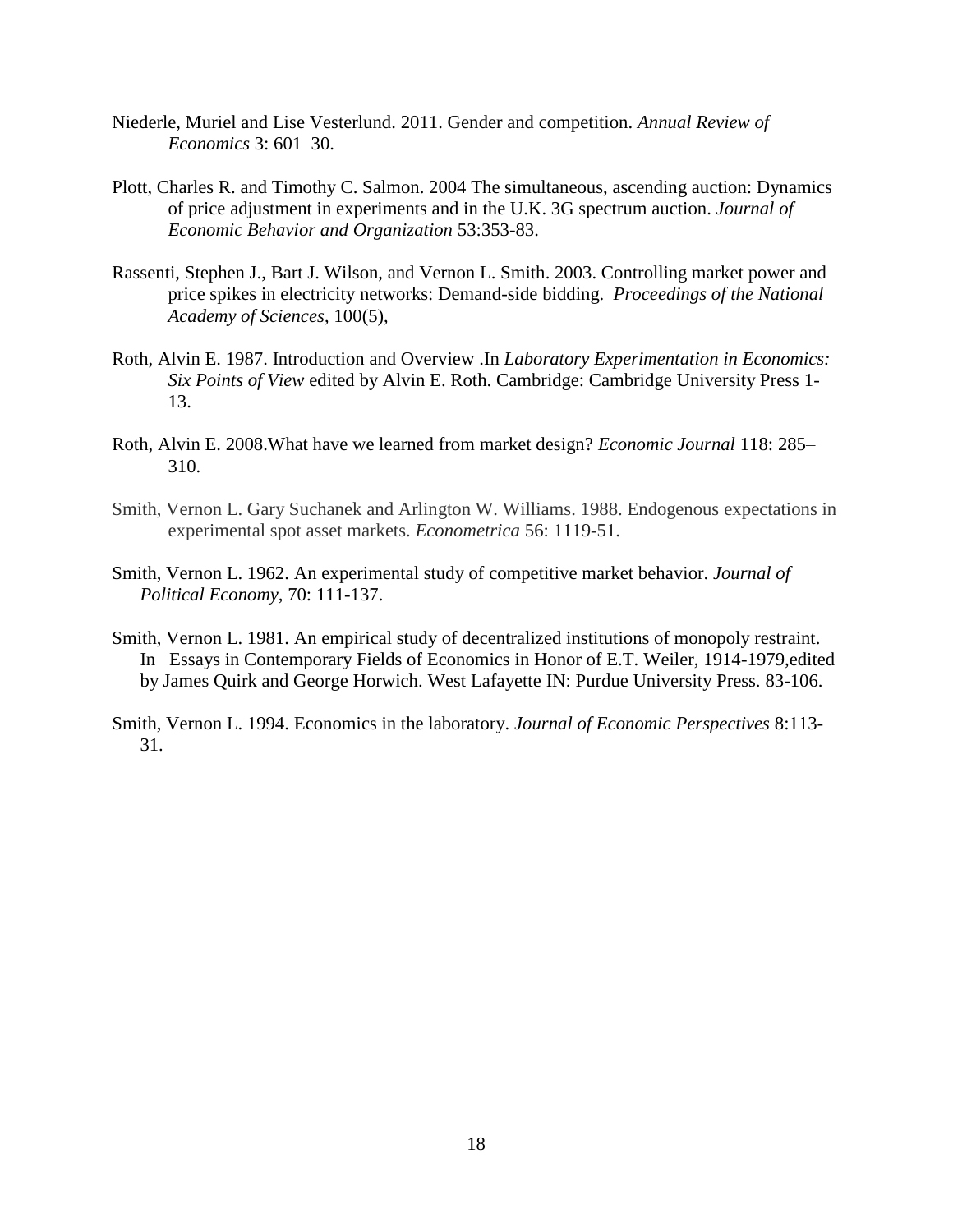Niederle, Muriel and Lise Vesterlund. 2011. Gender and competition. *Annual Review of Economics* 3: 601–30.

Plott, Charles R. and Timothy C. Salmon. 2004 The simultaneous, ascending auction: Dynamics of price adjustment in experiments and in the U.K. 3G spectrum auction. *Journal of Economic Behavior and Organization* 53:353-83.

Rassenti, Stephen J., Bart J. Wilson, and Vernon L. Smith. 2003. Controlling market power and price spikes in electricity networks: Demand-side bidding. *Proceedings of the National Academy of Sciences*, 100(5),

Roth, Alvin E. 1987. Introduction and Overview .In *Laboratory Experimentation in Economics: Six Points of View* edited by Alvin E. Roth. Cambridge: Cambridge University Press 1-13.

Roth, Alvin E. 2008.What have we learned from market design? *Economic Journal* 118: 285–310.

Smith, Vernon L. Gary Suchanek and Arlington W. Williams. 1988. Endogenous expectations in experimental spot asset markets. *Econometrica* 56: 1119-51.

Smith, Vernon L. 1962. An experimental study of competitive market behavior. *Journal of Political Economy,* 70: 111-137.

Smith, Vernon L. 1981. An empirical study of decentralized institutions of monopoly restraint. In Essays in Contemporary Fields of Economics in Honor of E.T. Weiler, 1914-1979,edited by James Quirk and George Horwich. West Lafayette IN: Purdue University Press. 83-106.

Smith, Vernon L. 1994. Economics in the laboratory. *Journal of Economic Perspectives* 8:113-31.